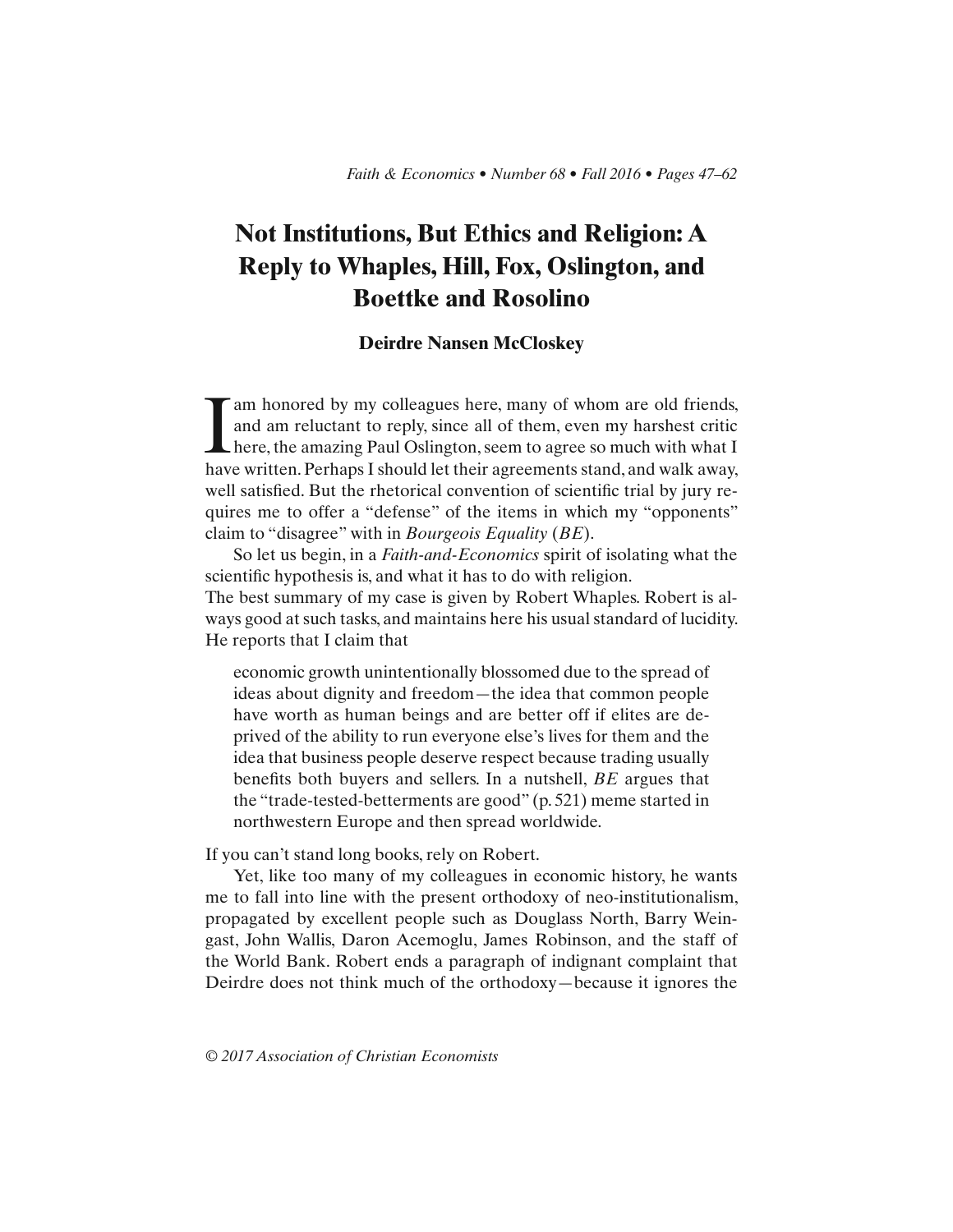# Not Institutions, But Ethics and Religion: A Reply to Whaples, Hill, Fox, Oslington, and Boettke and Rosolino

**Deirdre Nansen McCloskey**

I am honored by my colleagues here, many of whom are old friends, and am reluctant to reply, since all of them, even my harshest critic here, the amazing Paul Oslington, seem to agree so much with what I have written. Perhaps I should let their agreements stand, and walk away, well satisfied. But the rhetorical convention of scientific trial by jury requires me to offer a "defense" of the items in which my "opponents" claim to "disagree" with in *Bourgeois Equality* (*BE*).

So let us begin, in a *Faith-and-Economics* spirit of isolating what the scientific hypothesis is, and what it has to do with religion.

The best summary of my case is given by Robert Whaples. Robert is always good at such tasks, and maintains here his usual standard of lucidity. He reports that I claim that

> economic growth unintentionally blossomed due to the spread of ideas about dignity and freedom—the idea that common people have worth as human beings and are better off if elites are deprived of the ability to run everyone else's lives for them and the idea that business people deserve respect because trading usually benefits both buyers and sellers. In a nutshell, *BE* argues that the "trade-tested-betterments are good" (p. 521) meme started in northwestern Europe and then spread worldwide.

If you can't stand long books, rely on Robert.

Yet, like too many of my colleagues in economic history, he wants me to fall into line with the present orthodoxy of neo-institutionalism, propagated by excellent people such as Douglass North, Barry Weingast, John Wallis, Daron Acemoglu, James Robinson, and the staff of the World Bank. Robert ends a paragraph of indignant complaint that Deirdre does not think much of the orthodoxy—because it ignores the

© 2017 Association of Christian Economists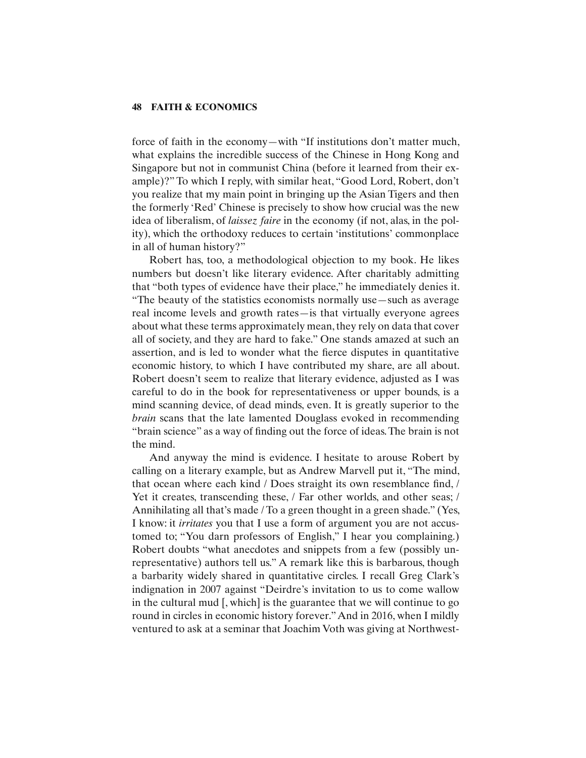force of faith in the economy—with "If institutions don't matter much, what explains the incredible success of the Chinese in Hong Kong and Singapore but not in communist China (before it learned from their example)?" To which I reply, with similar heat, "Good Lord, Robert, don't you realize that my main point in bringing up the Asian Tigers and then the formerly 'Red' Chinese is precisely to show how crucial was the new idea of liberalism, of *laissez faire* in the economy (if not, alas, in the polity), which the orthodoxy reduces to certain 'institutions' commonplace in all of human history?"

Robert has, too, a methodological objection to my book. He likes numbers but doesn't like literary evidence. After charitably admitting that "both types of evidence have their place," he immediately denies it. "The beauty of the statistics economists normally use—such as average real income levels and growth rates—is that virtually everyone agrees about what these terms approximately mean, they rely on data that cover all of society, and they are hard to fake." One stands amazed at such an assertion, and is led to wonder what the fierce disputes in quantitative economic history, to which I have contributed my share, are all about. Robert doesn't seem to realize that literary evidence, adjusted as I was careful to do in the book for representativeness or upper bounds, is a mind scanning device, of dead minds, even. It is greatly superior to the *brain* scans that the late lamented Douglass evoked in recommending "brain science" as a way of finding out the force of ideas. The brain is not the mind.

And anyway the mind is evidence. I hesitate to arouse Robert by calling on a literary example, but as Andrew Marvell put it, "The mind, that ocean where each kind / Does straight its own resemblance find, / Yet it creates, transcending these, / Far other worlds, and other seas; / Annihilating all that's made / To a green thought in a green shade." (Yes, I know: it *irritates* you that I use a form of argument you are not accustomed to; "You darn professors of English," I hear you complaining.) Robert doubts "what anecdotes and snippets from a few (possibly unrepresentative) authors tell us." A remark like this is barbarous, though a barbarity widely shared in quantitative circles. I recall Greg Clark's indignation in 2007 against "Deirdre's invitation to us to come wallow in the cultural mud [, which] is the guarantee that we will continue to go round in circles in economic history forever." And in 2016, when I mildly ventured to ask at a seminar that Joachim Voth was giving at Northwest-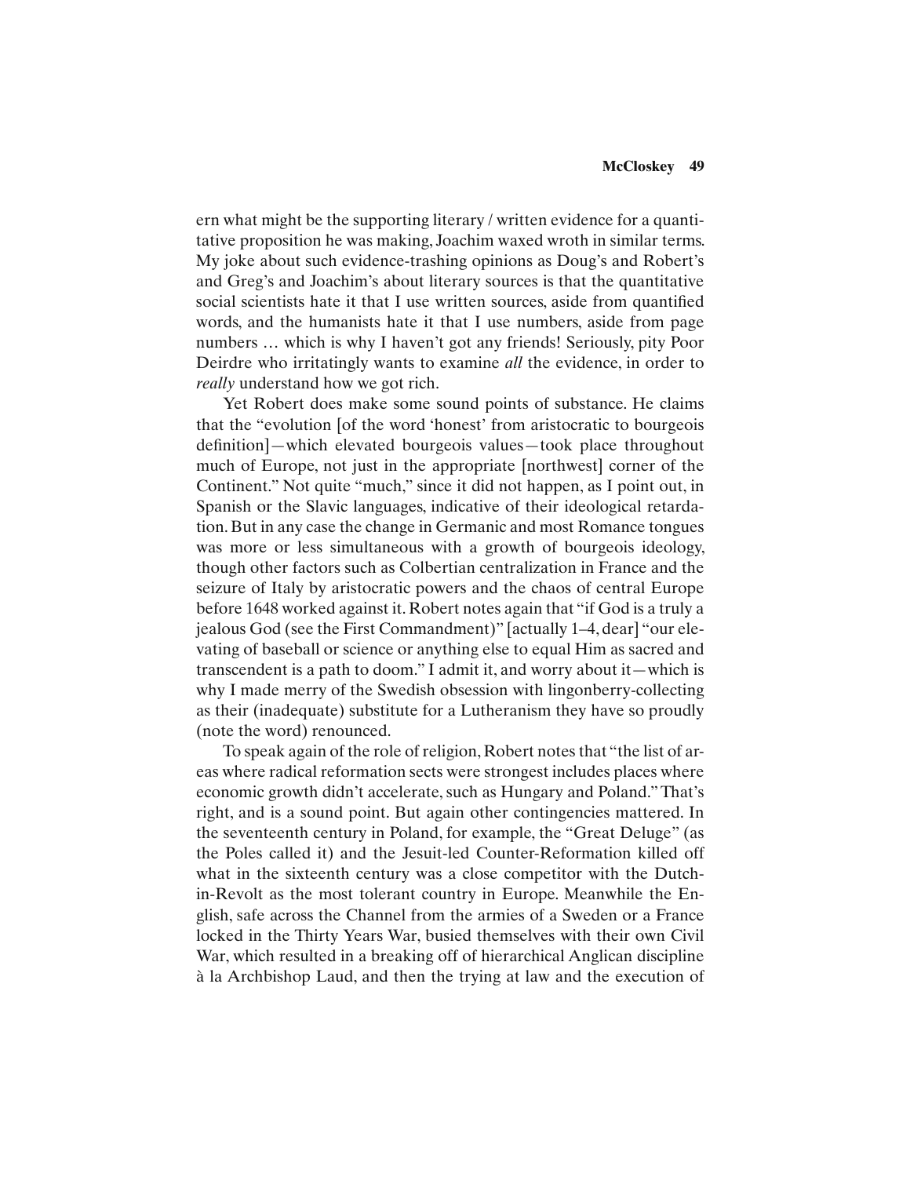ern what might be the supporting literary / written evidence for a quantitative proposition he was making, Joachim waxed wroth in similar terms. My joke about such evidence-trashing opinions as Doug's and Robert's and Greg's and Joachim's about literary sources is that the quantitative social scientists hate it that I use written sources, aside from quantified words, and the humanists hate it that I use numbers, aside from page numbers … which is why I haven't got any friends! Seriously, pity Poor Deirdre who irritatingly wants to examine *all* the evidence, in order to *really* understand how we got rich.

Yet Robert does make some sound points of substance. He claims that the "evolution [of the word 'honest' from aristocratic to bourgeois definition]—which elevated bourgeois values—took place throughout much of Europe, not just in the appropriate [northwest] corner of the Continent." Not quite "much," since it did not happen, as I point out, in Spanish or the Slavic languages, indicative of their ideological retardation. But in any case the change in Germanic and most Romance tongues was more or less simultaneous with a growth of bourgeois ideology, though other factors such as Colbertian centralization in France and the seizure of Italy by aristocratic powers and the chaos of central Europe before 1648 worked against it. Robert notes again that "if God is a truly a jealous God (see the First Commandment)" [actually 1–4, dear] "our elevating of baseball or science or anything else to equal Him as sacred and transcendent is a path to doom." I admit it, and worry about it—which is why I made merry of the Swedish obsession with lingonberry-collecting as their (inadequate) substitute for a Lutheranism they have so proudly (note the word) renounced.

To speak again of the role of religion, Robert notes that "the list of areas where radical reformation sects were strongest includes places where economic growth didn't accelerate, such as Hungary and Poland." That's right, and is a sound point. But again other contingencies mattered. In the seventeenth century in Poland, for example, the "Great Deluge" (as the Poles called it) and the Jesuit-led Counter-Reformation killed off what in the sixteenth century was a close competitor with the Dutch-in-Revolt as the most tolerant country in Europe. Meanwhile the English, safe across the Channel from the armies of a Sweden or a France locked in the Thirty Years War, busied themselves with their own Civil War, which resulted in a breaking off of hierarchical Anglican discipline à la Archbishop Laud, and then the trying at law and the execution of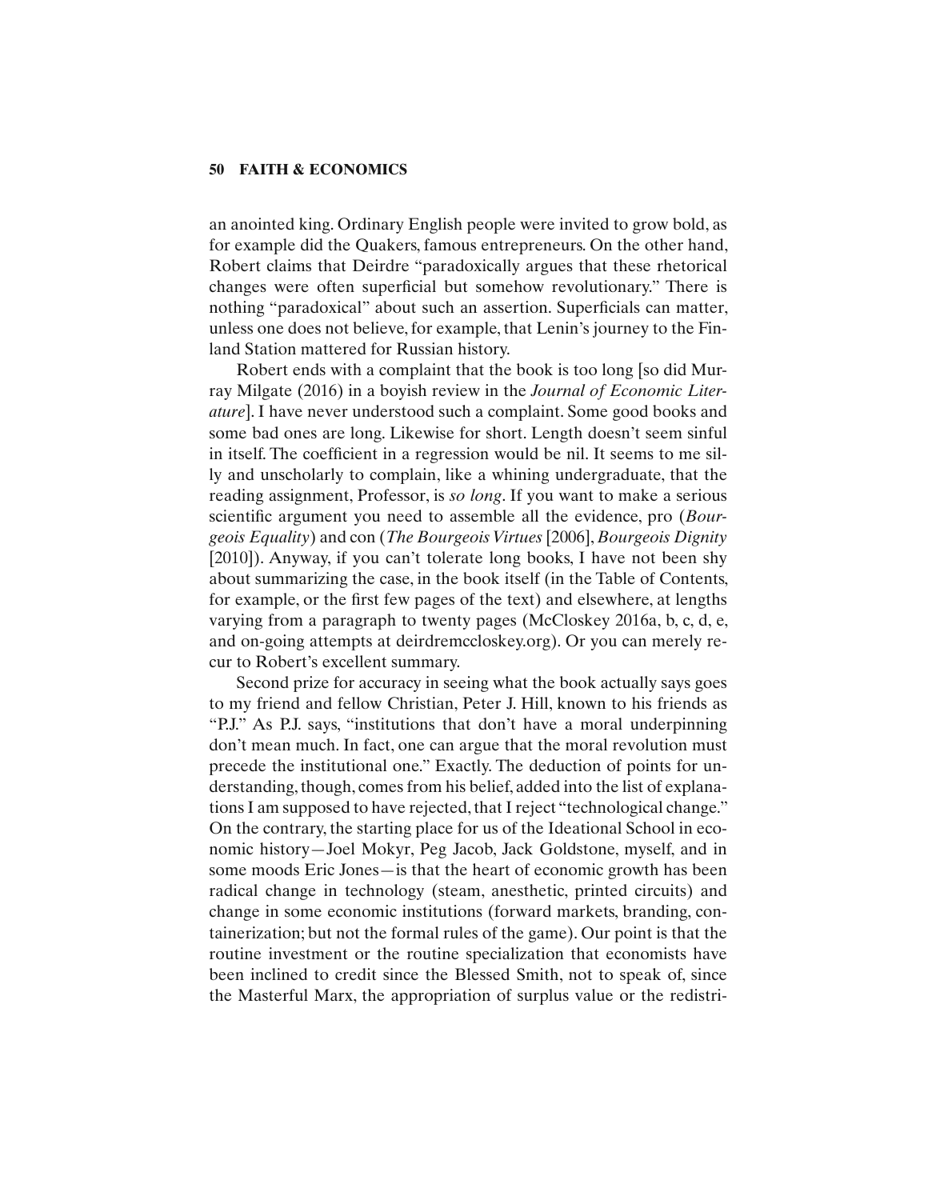an anointed king. Ordinary English people were invited to grow bold, as for example did the Quakers, famous entrepreneurs. On the other hand, Robert claims that Deirdre "paradoxically argues that these rhetorical changes were often superficial but somehow revolutionary." There is nothing "paradoxical" about such an assertion. Superficials can matter, unless one does not believe, for example, that Lenin's journey to the Finland Station mattered for Russian history.

Robert ends with a complaint that the book is too long [so did Murray Milgate (2016) in a boyish review in the *Journal of Economic Literature*]. I have never understood such a complaint. Some good books and some bad ones are long. Likewise for short. Length doesn't seem sinful in itself. The coefficient in a regression would be nil. It seems to me silly and unscholarly to complain, like a whining undergraduate, that the reading assignment, Professor, is *so long*. If you want to make a serious scientific argument you need to assemble all the evidence, pro (*Bourgeois Equality*) and con (*The Bourgeois Virtues* [2006], *Bourgeois Dignity* [2010]). Anyway, if you can't tolerate long books, I have not been shy about summarizing the case, in the book itself (in the Table of Contents, for example, or the first few pages of the text) and elsewhere, at lengths varying from a paragraph to twenty pages (McCloskey 2016a, b, c, d, e, and on-going attempts at deirdremccloskey.org). Or you can merely recur to Robert's excellent summary.

Second prize for accuracy in seeing what the book actually says goes to my friend and fellow Christian, Peter J. Hill, known to his friends as "P.J." As P.J. says, "institutions that don't have a moral underpinning don't mean much. In fact, one can argue that the moral revolution must precede the institutional one." Exactly. The deduction of points for understanding, though, comes from his belief, added into the list of explanations I am supposed to have rejected, that I reject "technological change." On the contrary, the starting place for us of the Ideational School in economic history—Joel Mokyr, Peg Jacob, Jack Goldstone, myself, and in some moods Eric Jones—is that the heart of economic growth has been radical change in technology (steam, anesthetic, printed circuits) and change in some economic institutions (forward markets, branding, containerization; but not the formal rules of the game). Our point is that the routine investment or the routine specialization that economists have been inclined to credit since the Blessed Smith, not to speak of, since the Masterful Marx, the appropriation of surplus value or the redistri-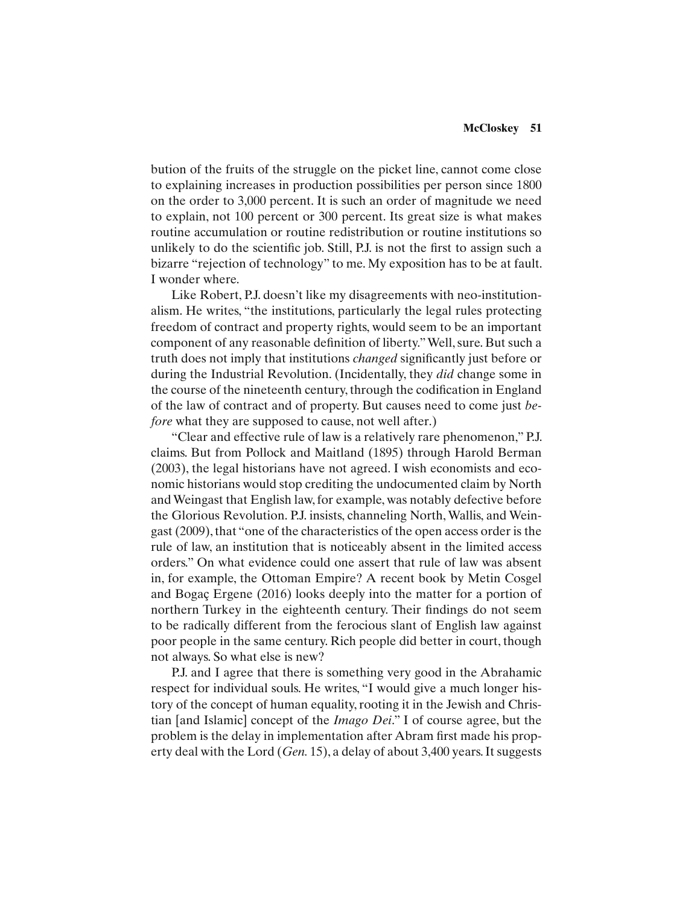bution of the fruits of the struggle on the picket line, cannot come close to explaining increases in production possibilities per person since 1800 on the order to 3,000 percent. It is such an order of magnitude we need to explain, not 100 percent or 300 percent. Its great size is what makes routine accumulation or routine redistribution or routine institutions so unlikely to do the scientific job. Still, P.J. is not the first to assign such a bizarre "rejection of technology" to me. My exposition has to be at fault. I wonder where.

Like Robert, P.J. doesn't like my disagreements with neo-institutionalism. He writes, "the institutions, particularly the legal rules protecting freedom of contract and property rights, would seem to be an important component of any reasonable definition of liberty." Well, sure. But such a truth does not imply that institutions *changed* significantly just before or during the Industrial Revolution. (Incidentally, they *did* change some in the course of the nineteenth century, through the codification in England of the law of contract and of property. But causes need to come just *before* what they are supposed to cause, not well after.)

"Clear and effective rule of law is a relatively rare phenomenon," P.J. claims. But from Pollock and Maitland (1895) through Harold Berman (2003), the legal historians have not agreed. I wish economists and economic historians would stop crediting the undocumented claim by North and Weingast that English law, for example, was notably defective before the Glorious Revolution. P.J. insists, channeling North, Wallis, and Weingast (2009), that "one of the characteristics of the open access order is the rule of law, an institution that is noticeably absent in the limited access orders." On what evidence could one assert that rule of law was absent in, for example, the Ottoman Empire? A recent book by Metin Cosgel and Bogaç Ergene (2016) looks deeply into the matter for a portion of northern Turkey in the eighteenth century. Their findings do not seem to be radically different from the ferocious slant of English law against poor people in the same century. Rich people did better in court, though not always. So what else is new?

P.J. and I agree that there is something very good in the Abrahamic respect for individual souls. He writes, "I would give a much longer history of the concept of human equality, rooting it in the Jewish and Christian [and Islamic] concept of the *Imago Dei*." I of course agree, but the problem is the delay in implementation after Abram first made his property deal with the Lord (*Gen.* 15), a delay of about 3,400 years. It suggests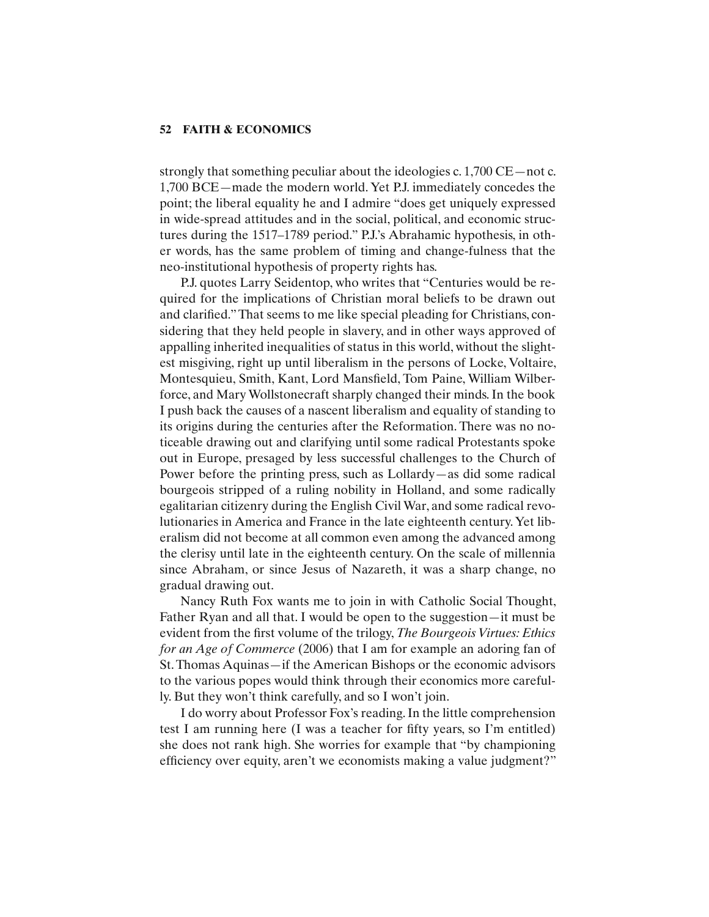strongly that something peculiar about the ideologies c. 1,700 CE—not c. 1,700 BCE—made the modern world. Yet P.J. immediately concedes the point; the liberal equality he and I admire "does get uniquely expressed in wide-spread attitudes and in the social, political, and economic structures during the 1517–1789 period." P.J.'s Abrahamic hypothesis, in other words, has the same problem of timing and change-fulness that the neo-institutional hypothesis of property rights has.

P.J. quotes Larry Seidentop, who writes that "Centuries would be required for the implications of Christian moral beliefs to be drawn out and clarified." That seems to me like special pleading for Christians, considering that they held people in slavery, and in other ways approved of appalling inherited inequalities of status in this world, without the slightest misgiving, right up until liberalism in the persons of Locke, Voltaire, Montesquieu, Smith, Kant, Lord Mansfield, Tom Paine, William Wilberforce, and Mary Wollstonecraft sharply changed their minds. In the book I push back the causes of a nascent liberalism and equality of standing to its origins during the centuries after the Reformation. There was no noticeable drawing out and clarifying until some radical Protestants spoke out in Europe, presaged by less successful challenges to the Church of Power before the printing press, such as Lollardy—as did some radical bourgeois stripped of a ruling nobility in Holland, and some radically egalitarian citizenry during the English Civil War, and some radical revolutionaries in America and France in the late eighteenth century. Yet liberalism did not become at all common even among the advanced among the clerisy until late in the eighteenth century. On the scale of millennia since Abraham, or since Jesus of Nazareth, it was a sharp change, no gradual drawing out.

Nancy Ruth Fox wants me to join in with Catholic Social Thought, Father Ryan and all that. I would be open to the suggestion—it must be evident from the first volume of the trilogy, *The Bourgeois Virtues: Ethics for an Age of Commerce* (2006) that I am for example an adoring fan of St. Thomas Aquinas—if the American Bishops or the economic advisors to the various popes would think through their economics more carefully. But they won't think carefully, and so I won't join.

I do worry about Professor Fox's reading. In the little comprehension test I am running here (I was a teacher for fifty years, so I'm entitled) she does not rank high. She worries for example that "by championing efficiency over equity, aren't we economists making a value judgment?"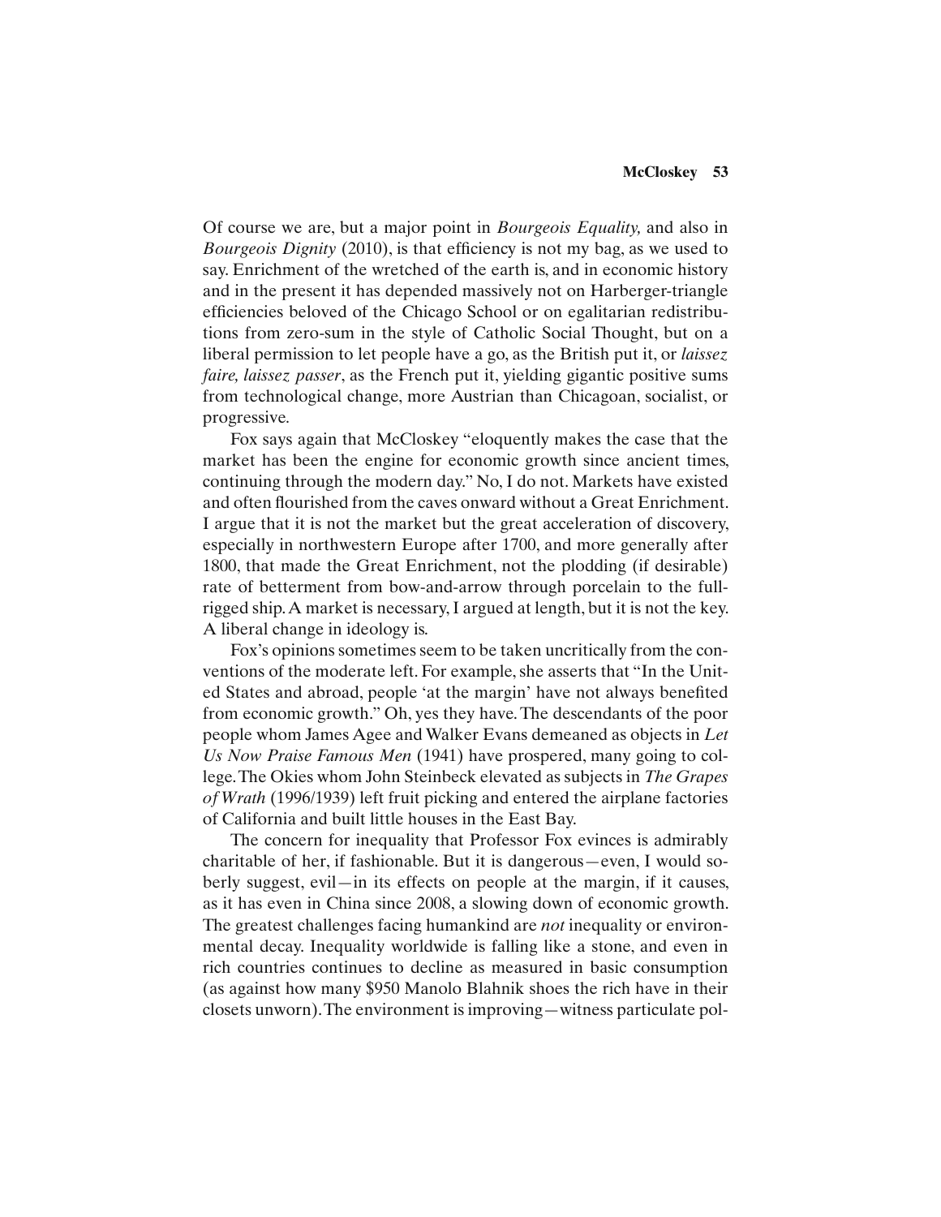Of course we are, but a major point in *Bourgeois Equality,* and also in *Bourgeois Dignity* (2010), is that efficiency is not my bag, as we used to say. Enrichment of the wretched of the earth is, and in economic history and in the present it has depended massively not on Harberger-triangle efficiencies beloved of the Chicago School or on egalitarian redistributions from zero-sum in the style of Catholic Social Thought, but on a liberal permission to let people have a go, as the British put it, or *laissez faire, laissez passer*, as the French put it, yielding gigantic positive sums from technological change, more Austrian than Chicagoan, socialist, or progressive.

Fox says again that McCloskey "eloquently makes the case that the market has been the engine for economic growth since ancient times, continuing through the modern day." No, I do not. Markets have existed and often flourished from the caves onward without a Great Enrichment. I argue that it is not the market but the great acceleration of discovery, especially in northwestern Europe after 1700, and more generally after 1800, that made the Great Enrichment, not the plodding (if desirable) rate of betterment from bow-and-arrow through porcelain to the full-rigged ship. A market is necessary, I argued at length, but it is not the key. A liberal change in ideology is.

Fox's opinions sometimes seem to be taken uncritically from the conventions of the moderate left. For example, she asserts that "In the United States and abroad, people 'at the margin' have not always benefited from economic growth." Oh, yes they have. The descendants of the poor people whom James Agee and Walker Evans demeaned as objects in *Let Us Now Praise Famous Men* (1941) have prospered, many going to college. The Okies whom John Steinbeck elevated as subjects in *The Grapes of Wrath* (1996/1939) left fruit picking and entered the airplane factories of California and built little houses in the East Bay.

The concern for inequality that Professor Fox evinces is admirably charitable of her, if fashionable. But it is dangerous—even, I would soberly suggest, evil—in its effects on people at the margin, if it causes, as it has even in China since 2008, a slowing down of economic growth. The greatest challenges facing humankind are *not* inequality or environmental decay. Inequality worldwide is falling like a stone, and even in rich countries continues to decline as measured in basic consumption (as against how many $950 Manolo Blahnik shoes the rich have in their closets unworn). The environment is improving—witness particulate pol-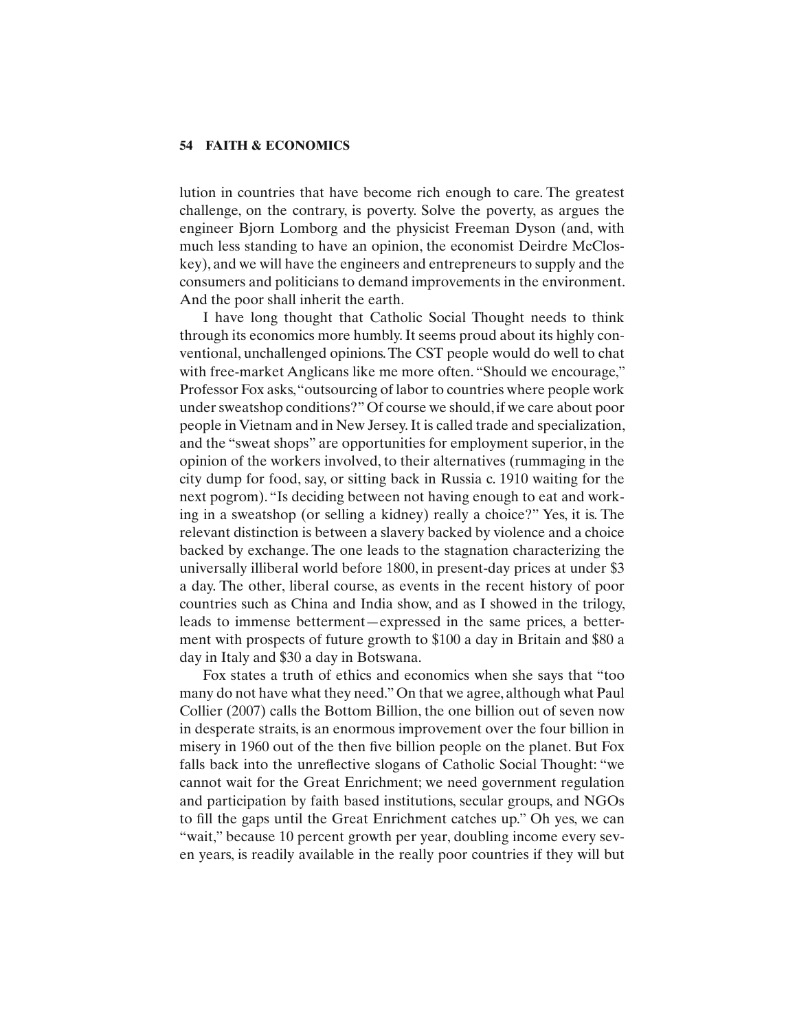lution in countries that have become rich enough to care. The greatest challenge, on the contrary, is poverty. Solve the poverty, as argues the engineer Bjorn Lomborg and the physicist Freeman Dyson (and, with much less standing to have an opinion, the economist Deirdre McCloskey), and we will have the engineers and entrepreneurs to supply and the consumers and politicians to demand improvements in the environment. And the poor shall inherit the earth.

I have long thought that Catholic Social Thought needs to think through its economics more humbly. It seems proud about its highly conventional, unchallenged opinions. The CST people would do well to chat with free-market Anglicans like me more often. "Should we encourage," Professor Fox asks, "outsourcing of labor to countries where people work under sweatshop conditions?" Of course we should, if we care about poor people in Vietnam and in New Jersey. It is called trade and specialization, and the "sweat shops" are opportunities for employment superior, in the opinion of the workers involved, to their alternatives (rummaging in the city dump for food, say, or sitting back in Russia c. 1910 waiting for the next pogrom). "Is deciding between not having enough to eat and working in a sweatshop (or selling a kidney) really a choice?" Yes, it is. The relevant distinction is between a slavery backed by violence and a choice backed by exchange. The one leads to the stagnation characterizing the universally illiberal world before 1800, in present-day prices at under $3 a day. The other, liberal course, as events in the recent history of poor countries such as China and India show, and as I showed in the trilogy, leads to immense betterment—expressed in the same prices, a betterment with prospects of future growth to $100 a day in Britain and $80 a day in Italy and $30 a day in Botswana.

Fox states a truth of ethics and economics when she says that "too many do not have what they need." On that we agree, although what Paul Collier (2007) calls the Bottom Billion, the one billion out of seven now in desperate straits, is an enormous improvement over the four billion in misery in 1960 out of the then five billion people on the planet. But Fox falls back into the unreflective slogans of Catholic Social Thought: "we cannot wait for the Great Enrichment; we need government regulation and participation by faith based institutions, secular groups, and NGOs to fill the gaps until the Great Enrichment catches up." Oh yes, we can "wait," because 10 percent growth per year, doubling income every seven years, is readily available in the really poor countries if they will but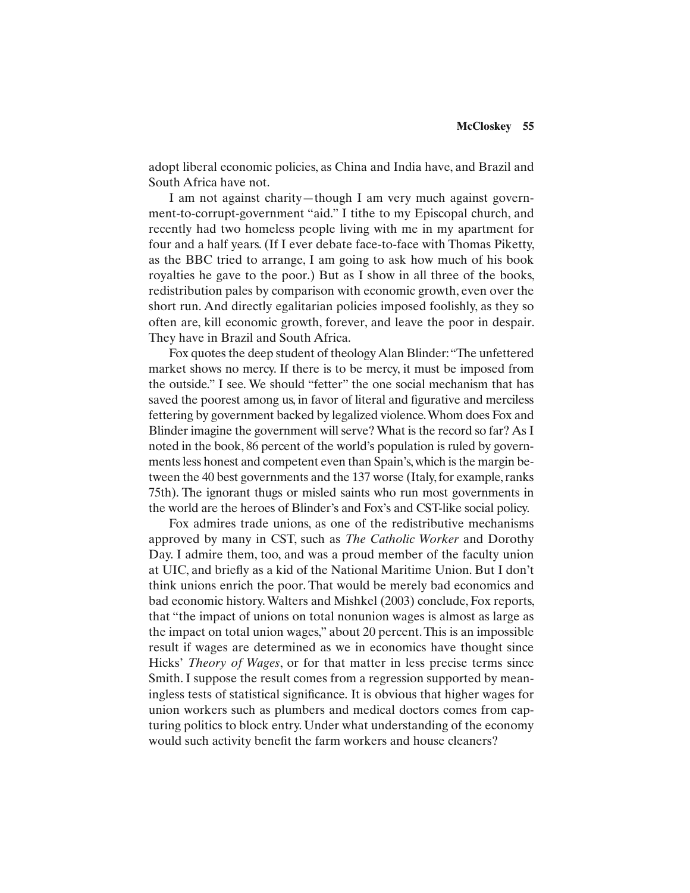adopt liberal economic policies, as China and India have, and Brazil and South Africa have not.

I am not against charity—though I am very much against government-to-corrupt-government "aid." I tithe to my Episcopal church, and recently had two homeless people living with me in my apartment for four and a half years. (If I ever debate face-to-face with Thomas Piketty, as the BBC tried to arrange, I am going to ask how much of his book royalties he gave to the poor.) But as I show in all three of the books, redistribution pales by comparison with economic growth, even over the short run. And directly egalitarian policies imposed foolishly, as they so often are, kill economic growth, forever, and leave the poor in despair. They have in Brazil and South Africa.

Fox quotes the deep student of theology Alan Blinder: "The unfettered market shows no mercy. If there is to be mercy, it must be imposed from the outside." I see. We should "fetter" the one social mechanism that has saved the poorest among us, in favor of literal and figurative and merciless fettering by government backed by legalized violence. Whom does Fox and Blinder imagine the government will serve? What is the record so far? As I noted in the book, 86 percent of the world's population is ruled by governments less honest and competent even than Spain's, which is the margin between the 40 best governments and the 137 worse (Italy, for example, ranks 75th). The ignorant thugs or misled saints who run most governments in the world are the heroes of Blinder's and Fox's and CST-like social policy.

Fox admires trade unions, as one of the redistributive mechanisms approved by many in CST, such as *The Catholic Worker* and Dorothy Day. I admire them, too, and was a proud member of the faculty union at UIC, and briefly as a kid of the National Maritime Union. But I don't think unions enrich the poor. That would be merely bad economics and bad economic history. Walters and Mishkel (2003) conclude, Fox reports, that "the impact of unions on total nonunion wages is almost as large as the impact on total union wages," about 20 percent. This is an impossible result if wages are determined as we in economics have thought since Hicks' *Theory of Wages*, or for that matter in less precise terms since Smith. I suppose the result comes from a regression supported by meaningless tests of statistical significance. It is obvious that higher wages for union workers such as plumbers and medical doctors comes from capturing politics to block entry. Under what understanding of the economy would such activity benefit the farm workers and house cleaners?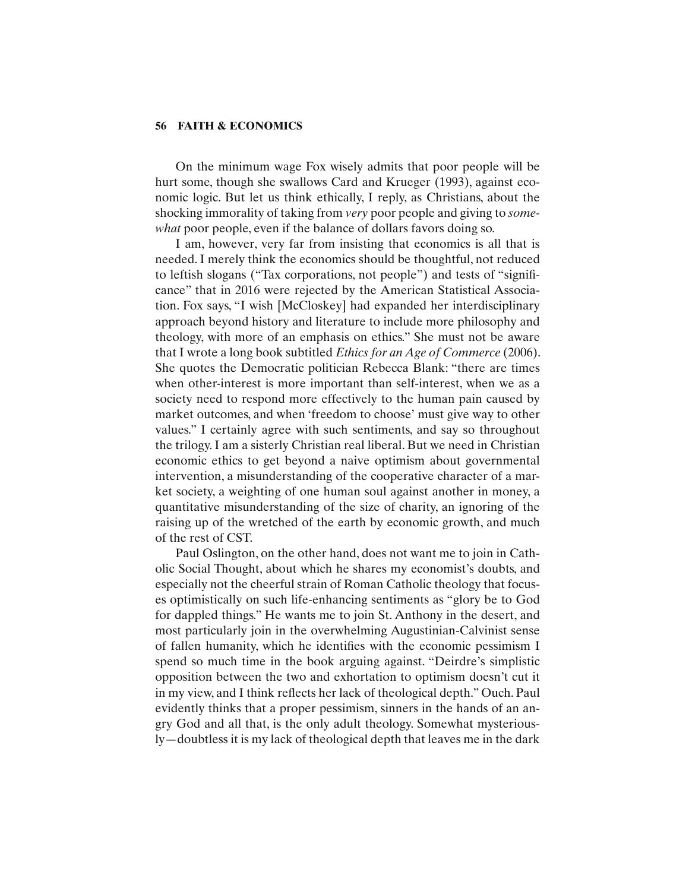On the minimum wage Fox wisely admits that poor people will be hurt some, though she swallows Card and Krueger (1993), against economic logic. But let us think ethically, I reply, as Christians, about the shocking immorality of taking from *very* poor people and giving to *somewhat* poor people, even if the balance of dollars favors doing so.

I am, however, very far from insisting that economics is all that is needed. I merely think the economics should be thoughtful, not reduced to leftish slogans ("Tax corporations, not people") and tests of "significance" that in 2016 were rejected by the American Statistical Association. Fox says, "I wish [McCloskey] had expanded her interdisciplinary approach beyond history and literature to include more philosophy and theology, with more of an emphasis on ethics." She must not be aware that I wrote a long book subtitled *Ethics for an Age of Commerce* (2006). She quotes the Democratic politician Rebecca Blank: "there are times when other-interest is more important than self-interest, when we as a society need to respond more effectively to the human pain caused by market outcomes, and when 'freedom to choose' must give way to other values." I certainly agree with such sentiments, and say so throughout the trilogy. I am a sisterly Christian real liberal. But we need in Christian economic ethics to get beyond a naive optimism about governmental intervention, a misunderstanding of the cooperative character of a market society, a weighting of one human soul against another in money, a quantitative misunderstanding of the size of charity, an ignoring of the raising up of the wretched of the earth by economic growth, and much of the rest of CST.

Paul Oslington, on the other hand, does not want me to join in Catholic Social Thought, about which he shares my economist's doubts, and especially not the cheerful strain of Roman Catholic theology that focuses optimistically on such life-enhancing sentiments as "glory be to God for dappled things." He wants me to join St. Anthony in the desert, and most particularly join in the overwhelming Augustinian-Calvinist sense of fallen humanity, which he identifies with the economic pessimism I spend so much time in the book arguing against. "Deirdre's simplistic opposition between the two and exhortation to optimism doesn't cut it in my view, and I think reflects her lack of theological depth." Ouch. Paul evidently thinks that a proper pessimism, sinners in the hands of an angry God and all that, is the only adult theology. Somewhat mysteriously—doubtless it is my lack of theological depth that leaves me in the dark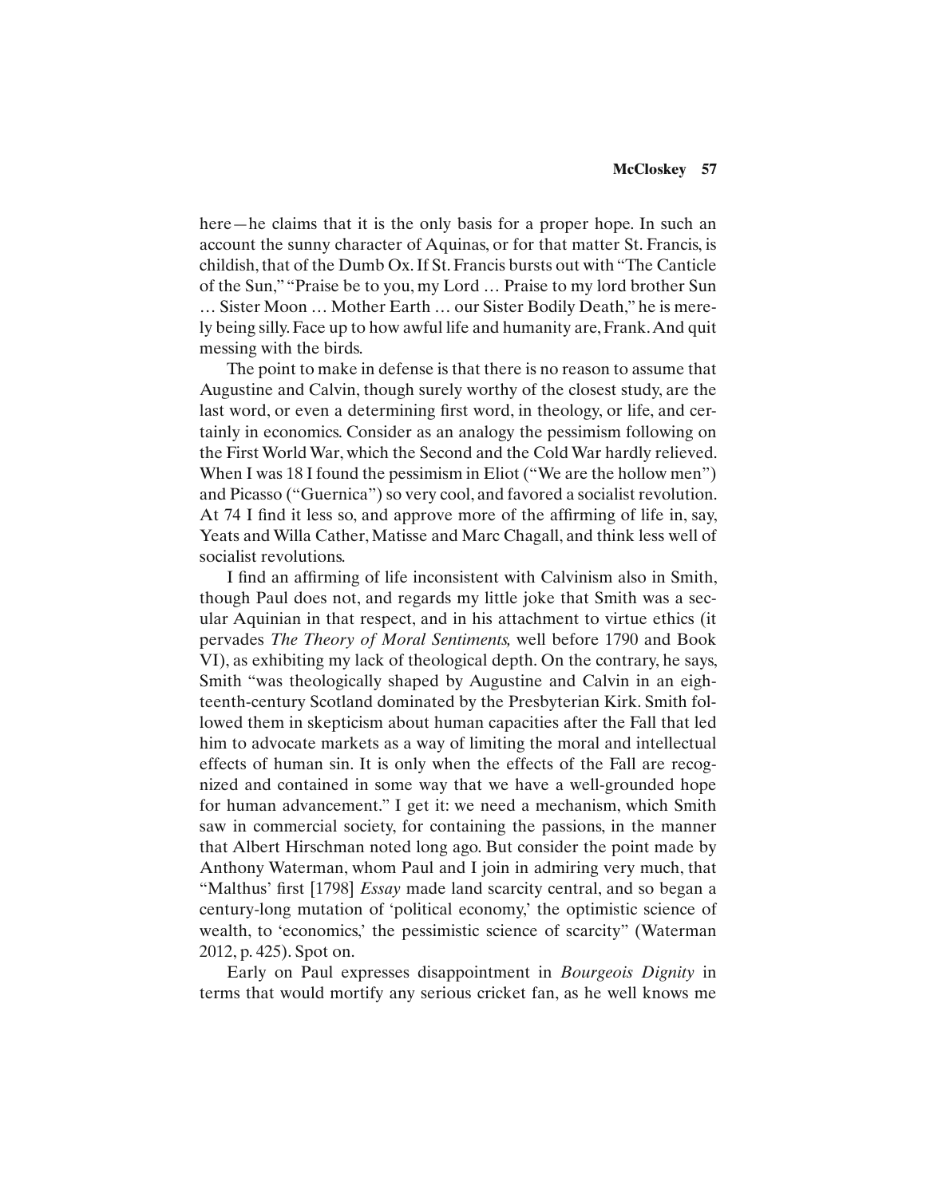here—he claims that it is the only basis for a proper hope. In such an account the sunny character of Aquinas, or for that matter St. Francis, is childish, that of the Dumb Ox. If St. Francis bursts out with "The Canticle of the Sun," "Praise be to you, my Lord … Praise to my lord brother Sun … Sister Moon … Mother Earth … our Sister Bodily Death," he is merely being silly. Face up to how awful life and humanity are, Frank. And quit messing with the birds.

The point to make in defense is that there is no reason to assume that Augustine and Calvin, though surely worthy of the closest study, are the last word, or even a determining first word, in theology, or life, and certainly in economics. Consider as an analogy the pessimism following on the First World War, which the Second and the Cold War hardly relieved. When I was 18 I found the pessimism in Eliot ("We are the hollow men") and Picasso ("Guernica") so very cool, and favored a socialist revolution. At 74 I find it less so, and approve more of the affirming of life in, say, Yeats and Willa Cather, Matisse and Marc Chagall, and think less well of socialist revolutions.

I find an affirming of life inconsistent with Calvinism also in Smith, though Paul does not, and regards my little joke that Smith was a secular Aquinian in that respect, and in his attachment to virtue ethics (it pervades *The Theory of Moral Sentiments,* well before 1790 and Book VI), as exhibiting my lack of theological depth. On the contrary, he says, Smith "was theologically shaped by Augustine and Calvin in an eighteenth-century Scotland dominated by the Presbyterian Kirk. Smith followed them in skepticism about human capacities after the Fall that led him to advocate markets as a way of limiting the moral and intellectual effects of human sin. It is only when the effects of the Fall are recognized and contained in some way that we have a well-grounded hope for human advancement." I get it: we need a mechanism, which Smith saw in commercial society, for containing the passions, in the manner that Albert Hirschman noted long ago. But consider the point made by Anthony Waterman, whom Paul and I join in admiring very much, that "Malthus' first [1798] *Essay* made land scarcity central, and so began a century-long mutation of 'political economy,' the optimistic science of wealth, to 'economics,' the pessimistic science of scarcity" (Waterman 2012, p. 425). Spot on.

Early on Paul expresses disappointment in *Bourgeois Dignity* in terms that would mortify any serious cricket fan, as he well knows me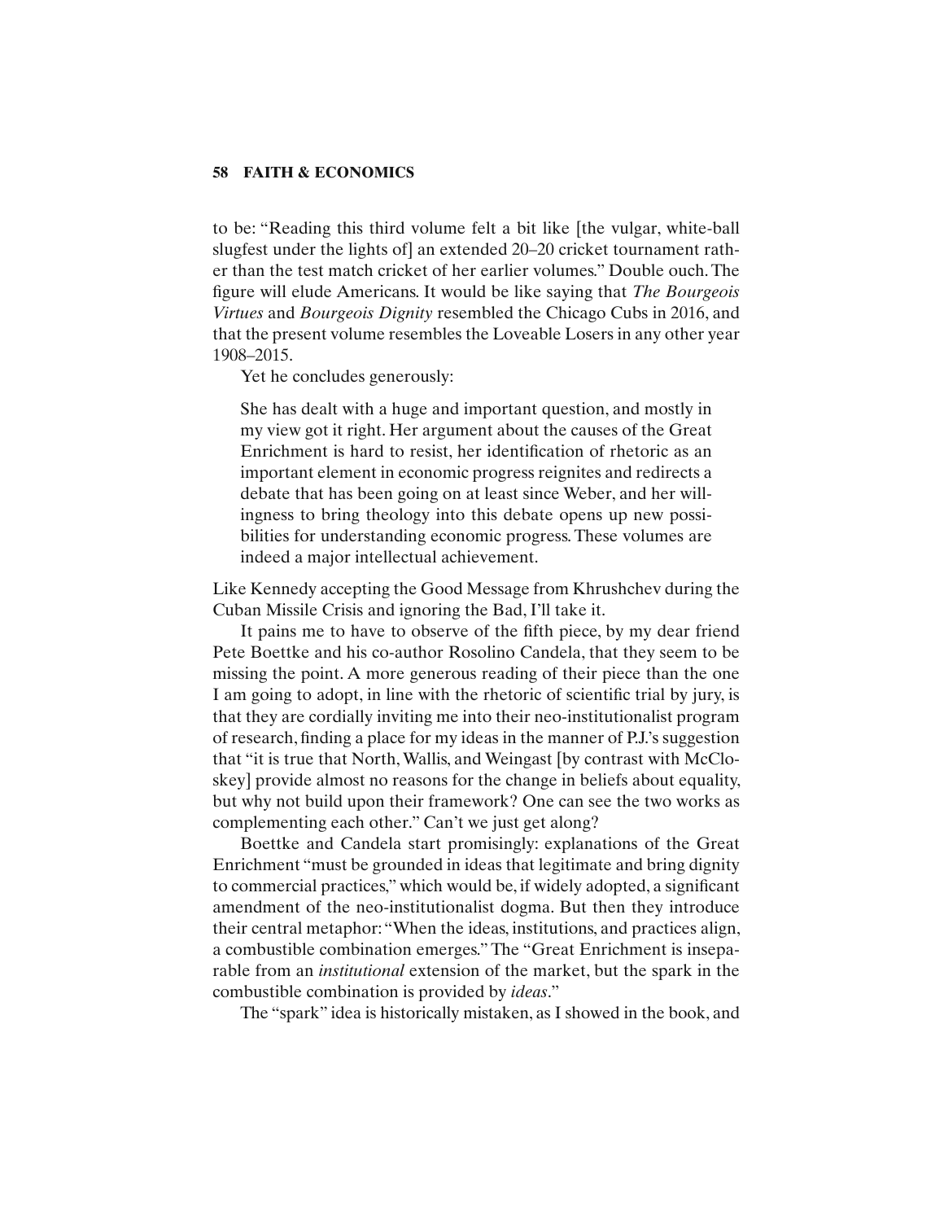to be: "Reading this third volume felt a bit like [the vulgar, white-ball slugfest under the lights of] an extended 20–20 cricket tournament rather than the test match cricket of her earlier volumes." Double ouch. The figure will elude Americans. It would be like saying that *The Bourgeois Virtues* and *Bourgeois Dignity* resembled the Chicago Cubs in 2016, and that the present volume resembles the Loveable Losers in any other year 1908–2015.

Yet he concludes generously:

> She has dealt with a huge and important question, and mostly in my view got it right. Her argument about the causes of the Great Enrichment is hard to resist, her identification of rhetoric as an important element in economic progress reignites and redirects a debate that has been going on at least since Weber, and her willingness to bring theology into this debate opens up new possibilities for understanding economic progress. These volumes are indeed a major intellectual achievement.

Like Kennedy accepting the Good Message from Khrushchev during the Cuban Missile Crisis and ignoring the Bad, I'll take it.

It pains me to have to observe of the fifth piece, by my dear friend Pete Boettke and his co-author Rosolino Candela, that they seem to be missing the point. A more generous reading of their piece than the one I am going to adopt, in line with the rhetoric of scientific trial by jury, is that they are cordially inviting me into their neo-institutionalist program of research, finding a place for my ideas in the manner of P.J.'s suggestion that "it is true that North, Wallis, and Weingast [by contrast with McCloskey] provide almost no reasons for the change in beliefs about equality, but why not build upon their framework? One can see the two works as complementing each other." Can't we just get along?

Boettke and Candela start promisingly: explanations of the Great Enrichment "must be grounded in ideas that legitimate and bring dignity to commercial practices," which would be, if widely adopted, a significant amendment of the neo-institutionalist dogma. But then they introduce their central metaphor: "When the ideas, institutions, and practices align, a combustible combination emerges." The "Great Enrichment is inseparable from an *institutional* extension of the market, but the spark in the combustible combination is provided by *ideas*."

The "spark" idea is historically mistaken, as I showed in the book, and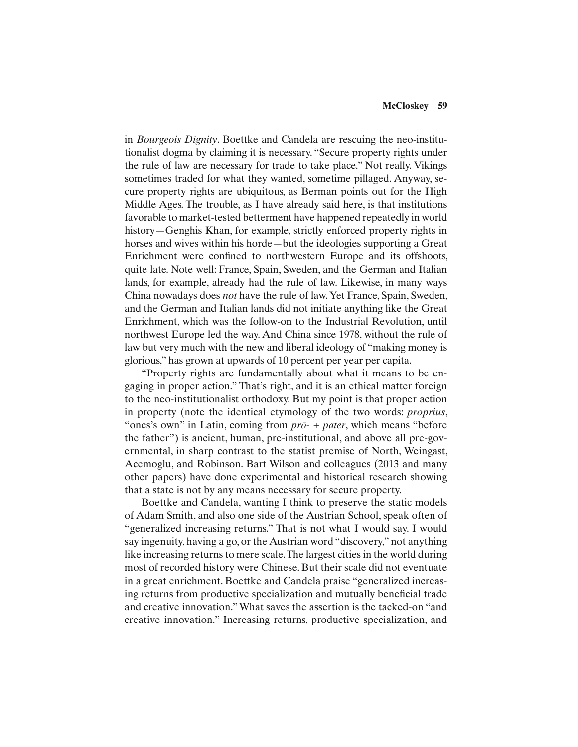in *Bourgeois Dignity*. Boettke and Candela are rescuing the neo-institutionalist dogma by claiming it is necessary. "Secure property rights under the rule of law are necessary for trade to take place." Not really. Vikings sometimes traded for what they wanted, sometime pillaged. Anyway, secure property rights are ubiquitous, as Berman points out for the High Middle Ages. The trouble, as I have already said here, is that institutions favorable to market-tested betterment have happened repeatedly in world history—Genghis Khan, for example, strictly enforced property rights in horses and wives within his horde—but the ideologies supporting a Great Enrichment were confined to northwestern Europe and its offshoots, quite late. Note well: France, Spain, Sweden, and the German and Italian lands, for example, already had the rule of law. Likewise, in many ways China nowadays does *not* have the rule of law. Yet France, Spain, Sweden, and the German and Italian lands did not initiate anything like the Great Enrichment, which was the follow-on to the Industrial Revolution, until northwest Europe led the way. And China since 1978, without the rule of law but very much with the new and liberal ideology of "making money is glorious," has grown at upwards of 10 percent per year per capita.

"Property rights are fundamentally about what it means to be engaging in proper action." That's right, and it is an ethical matter foreign to the neo-institutionalist orthodoxy. But my point is that proper action in property (note the identical etymology of the two words: *proprius*, "ones's own" in Latin, coming from *prō-* + *pater*, which means "before the father") is ancient, human, pre-institutional, and above all pre-governmental, in sharp contrast to the statist premise of North, Weingast, Acemoglu, and Robinson. Bart Wilson and colleagues (2013 and many other papers) have done experimental and historical research showing that a state is not by any means necessary for secure property.

Boettke and Candela, wanting I think to preserve the static models of Adam Smith, and also one side of the Austrian School, speak often of "generalized increasing returns." That is not what I would say. I would say ingenuity, having a go, or the Austrian word "discovery," not anything like increasing returns to mere scale. The largest cities in the world during most of recorded history were Chinese. But their scale did not eventuate in a great enrichment. Boettke and Candela praise "generalized increasing returns from productive specialization and mutually beneficial trade and creative innovation." What saves the assertion is the tacked-on "and creative innovation." Increasing returns, productive specialization, and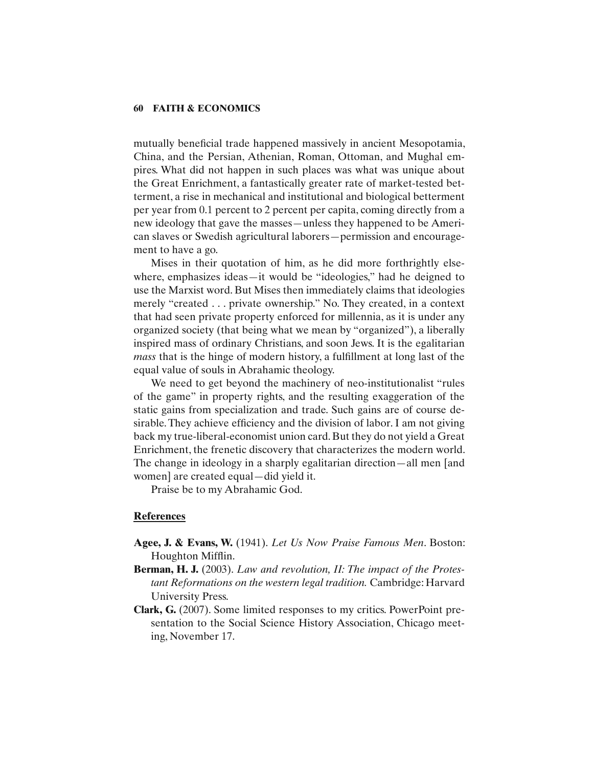mutually beneficial trade happened massively in ancient Mesopotamia, China, and the Persian, Athenian, Roman, Ottoman, and Mughal empires. What did not happen in such places was what was unique about the Great Enrichment, a fantastically greater rate of market-tested betterment, a rise in mechanical and institutional and biological betterment per year from 0.1 percent to 2 percent per capita, coming directly from a new ideology that gave the masses—unless they happened to be American slaves or Swedish agricultural laborers—permission and encouragement to have a go.

Mises in their quotation of him, as he did more forthrightly elsewhere, emphasizes ideas—it would be "ideologies," had he deigned to use the Marxist word. But Mises then immediately claims that ideologies merely "created . . . private ownership." No. They created, in a context that had seen private property enforced for millennia, as it is under any organized society (that being what we mean by "organized"), a liberally inspired mass of ordinary Christians, and soon Jews. It is the egalitarian *mass* that is the hinge of modern history, a fulfillment at long last of the equal value of souls in Abrahamic theology.

We need to get beyond the machinery of neo-institutionalist "rules of the game" in property rights, and the resulting exaggeration of the static gains from specialization and trade. Such gains are of course desirable. They achieve efficiency and the division of labor. I am not giving back my true-liberal-economist union card. But they do not yield a Great Enrichment, the frenetic discovery that characterizes the modern world. The change in ideology in a sharply egalitarian direction—all men [and women] are created equal—did yield it.

Praise be to my Abrahamic God.

## References

**Agee, J. & Evans, W.** (1941). *Let Us Now Praise Famous Men*. Boston: Houghton Mifflin.

**Berman, H. J.** (2003). *Law and revolution, II: The impact of the Protestant Reformations on the western legal tradition.* Cambridge: Harvard University Press.

**Clark, G.** (2007). Some limited responses to my critics. PowerPoint presentation to the Social Science History Association, Chicago meeting, November 17.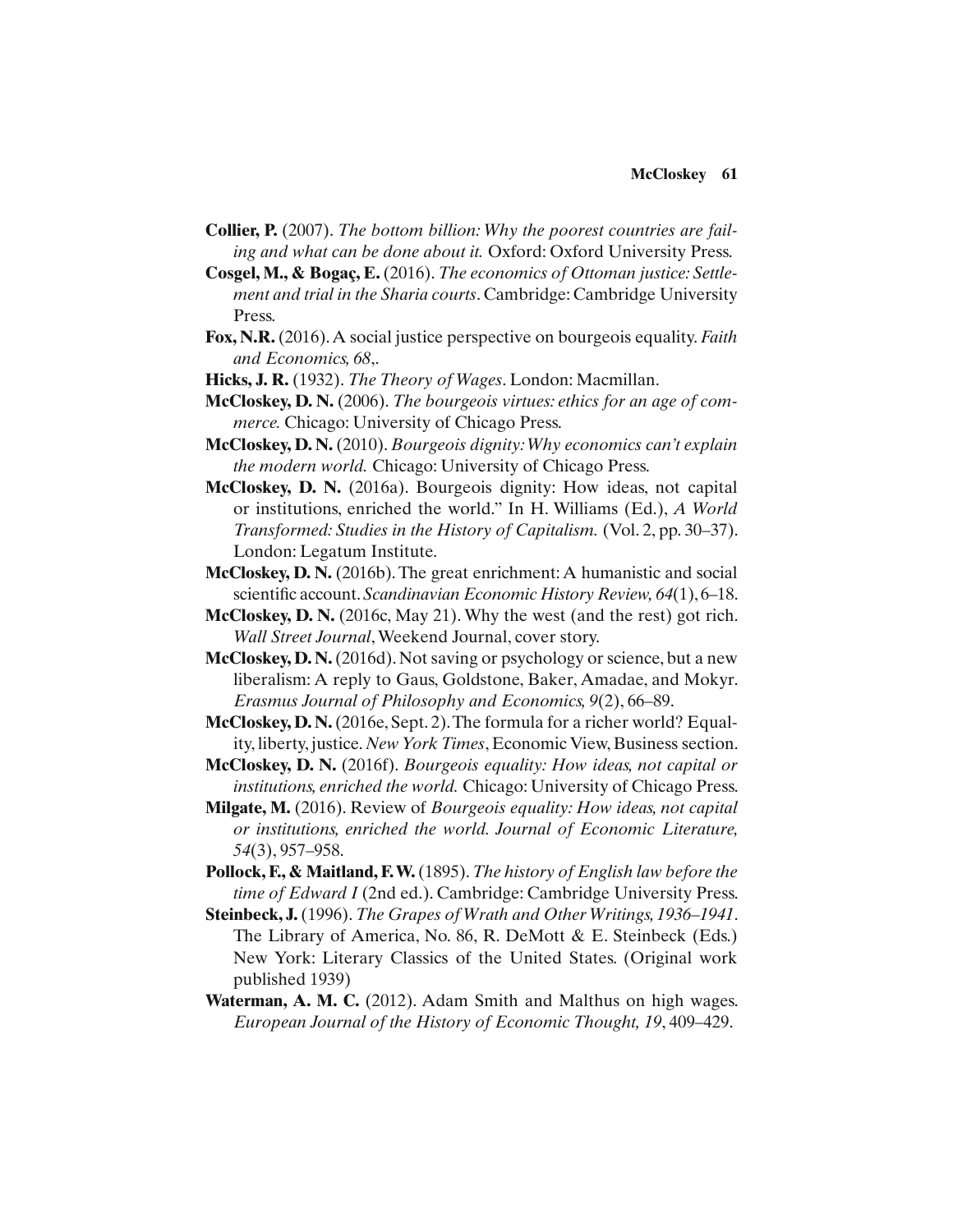**Collier, P.** (2007). *The bottom billion: Why the poorest countries are failing and what can be done about it.* Oxford: Oxford University Press.

**Cosgel, M., & Bogaç, E.** (2016). *The economics of Ottoman justice: Settlement and trial in the Sharia courts*. Cambridge: Cambridge University Press.

**Fox, N.R.** (2016). A social justice perspective on bourgeois equality. *Faith and Economics, 68*,.

**Hicks, J. R.** (1932). *The Theory of Wages*. London: Macmillan.

**McCloskey, D. N.** (2006). *The bourgeois virtues: ethics for an age of commerce.* Chicago: University of Chicago Press.

**McCloskey, D. N.** (2010). *Bourgeois dignity: Why economics can't explain the modern world.* Chicago: University of Chicago Press.

**McCloskey, D. N.** (2016a). Bourgeois dignity: How ideas, not capital or institutions, enriched the world." In H. Williams (Ed.), *A World Transformed: Studies in the History of Capitalism.* (Vol. 2, pp. 30–37). London: Legatum Institute.

**McCloskey, D. N.** (2016b). The great enrichment: A humanistic and social scientific account. *Scandinavian Economic History Review, 64*(1), 6–18.

**McCloskey, D. N.** (2016c, May 21). Why the west (and the rest) got rich. *Wall Street Journal*, Weekend Journal, cover story.

**McCloskey, D. N.** (2016d). Not saving or psychology or science, but a new liberalism: A reply to Gaus, Goldstone, Baker, Amadae, and Mokyr. *Erasmus Journal of Philosophy and Economics, 9*(2), 66–89.

**McCloskey, D. N.** (2016e, Sept. 2). The formula for a richer world? Equality, liberty, justice. *New York Times*, Economic View, Business section.

**McCloskey, D. N.** (2016f). *Bourgeois equality: How ideas, not capital or institutions, enriched the world.* Chicago: University of Chicago Press.

**Milgate, M.** (2016). Review of *Bourgeois equality: How ideas, not capital or institutions, enriched the world. Journal of Economic Literature, 54*(3), 957–958.

**Pollock, F., & Maitland, F. W.** (1895). *The history of English law before the time of Edward I* (2nd ed.). Cambridge: Cambridge University Press.

**Steinbeck, J.** (1996). *The Grapes of Wrath and Other Writings, 1936–1941*. The Library of America, No. 86, R. DeMott & E. Steinbeck (Eds.) New York: Literary Classics of the United States. (Original work published 1939)

**Waterman, A. M. C.** (2012). Adam Smith and Malthus on high wages. *European Journal of the History of Economic Thought, 19*, 409–429.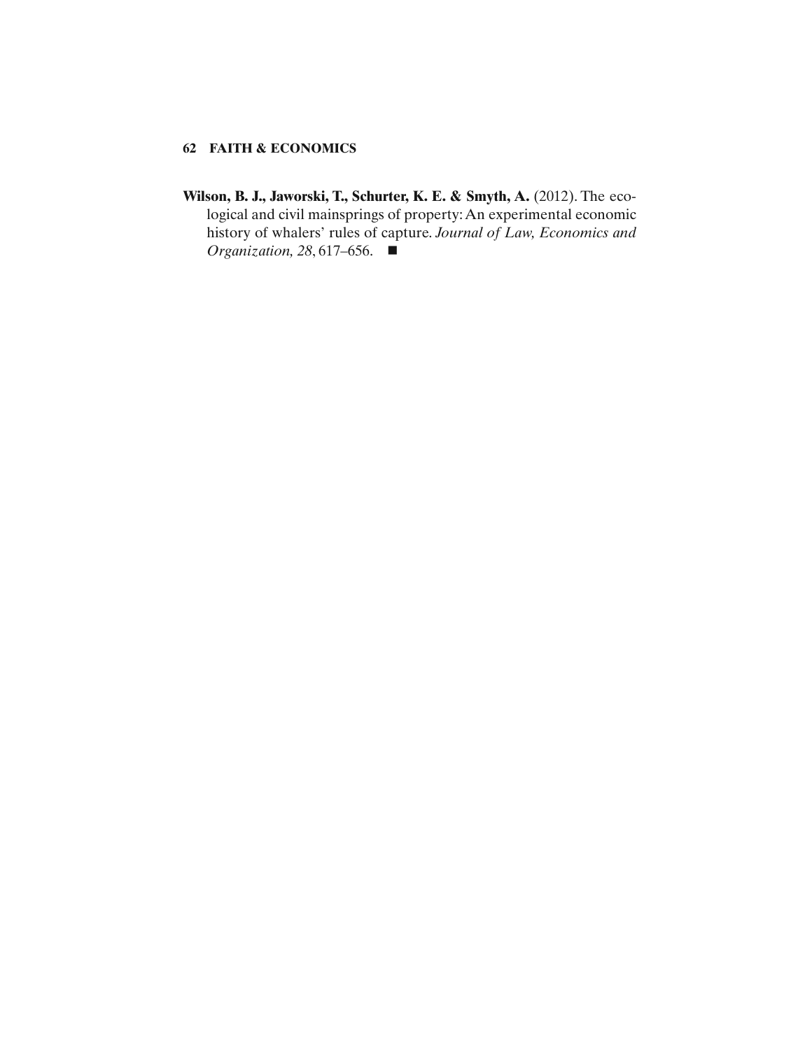**Wilson, B. J., Jaworski, T., Schurter, K. E. & Smyth, A.** (2012). The ecological and civil mainsprings of property: An experimental economic history of whalers' rules of capture. *Journal of Law, Economics and Organization, 28*, 617–656. ■